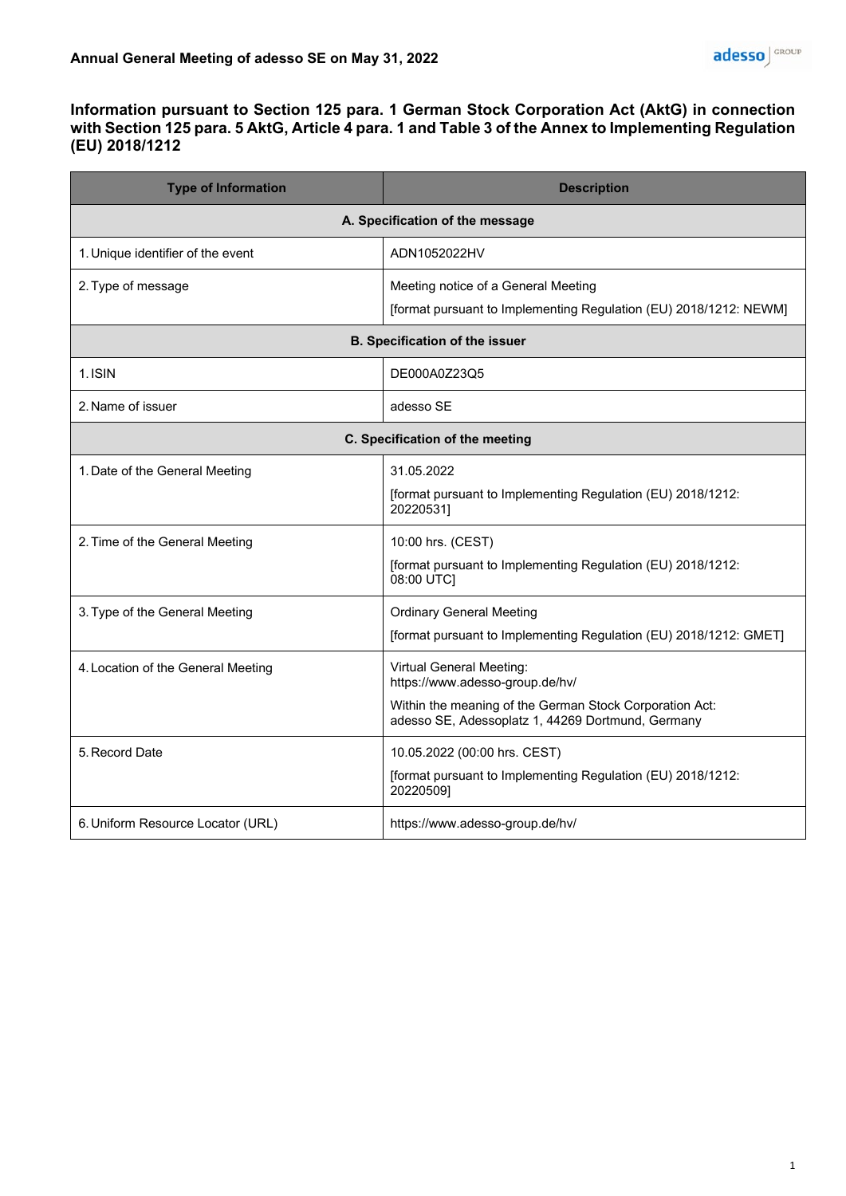**Annual General Meeting of adesso SE on May 31, 2022**

## Information pursuant to Section 125 para. 1 German Stock Corporation Act (AktG) in connection with Section 125 para. 5 AktG, Article 4 para. 1 and Table 3 of the Annex to Implementing Regulation (EU) 2018/1212

| Type of Information | Description |
|---|---|
| **A. Specification of the message** | |
| 1. Unique identifier of the event | ADN1052022HV |
| 2. Type of message | Meeting notice of a General Meeting<br>[format pursuant to Implementing Regulation (EU) 2018/1212: NEWM] |
| **B. Specification of the issuer** | |
| 1. ISIN | DE000A0Z23Q5 |
| 2. Name of issuer | adesso SE |
| **C. Specification of the meeting** | |
| 1. Date of the General Meeting | 31.05.2022<br>[format pursuant to Implementing Regulation (EU) 2018/1212: 20220531] |
| 2. Time of the General Meeting | 10:00 hrs. (CEST)<br>[format pursuant to Implementing Regulation (EU) 2018/1212: 08:00 UTC] |
| 3. Type of the General Meeting | Ordinary General Meeting<br>[format pursuant to Implementing Regulation (EU) 2018/1212: GMET] |
| 4. Location of the General Meeting | Virtual General Meeting: https://www.adesso-group.de/hv/<br>Within the meaning of the German Stock Corporation Act: adesso SE, Adessoplatz 1, 44269 Dortmund, Germany |
| 5. Record Date | 10.05.2022 (00:00 hrs. CEST)<br>[format pursuant to Implementing Regulation (EU) 2018/1212: 20220509] |
| 6. Uniform Resource Locator (URL) | https://www.adesso-group.de/hv/ |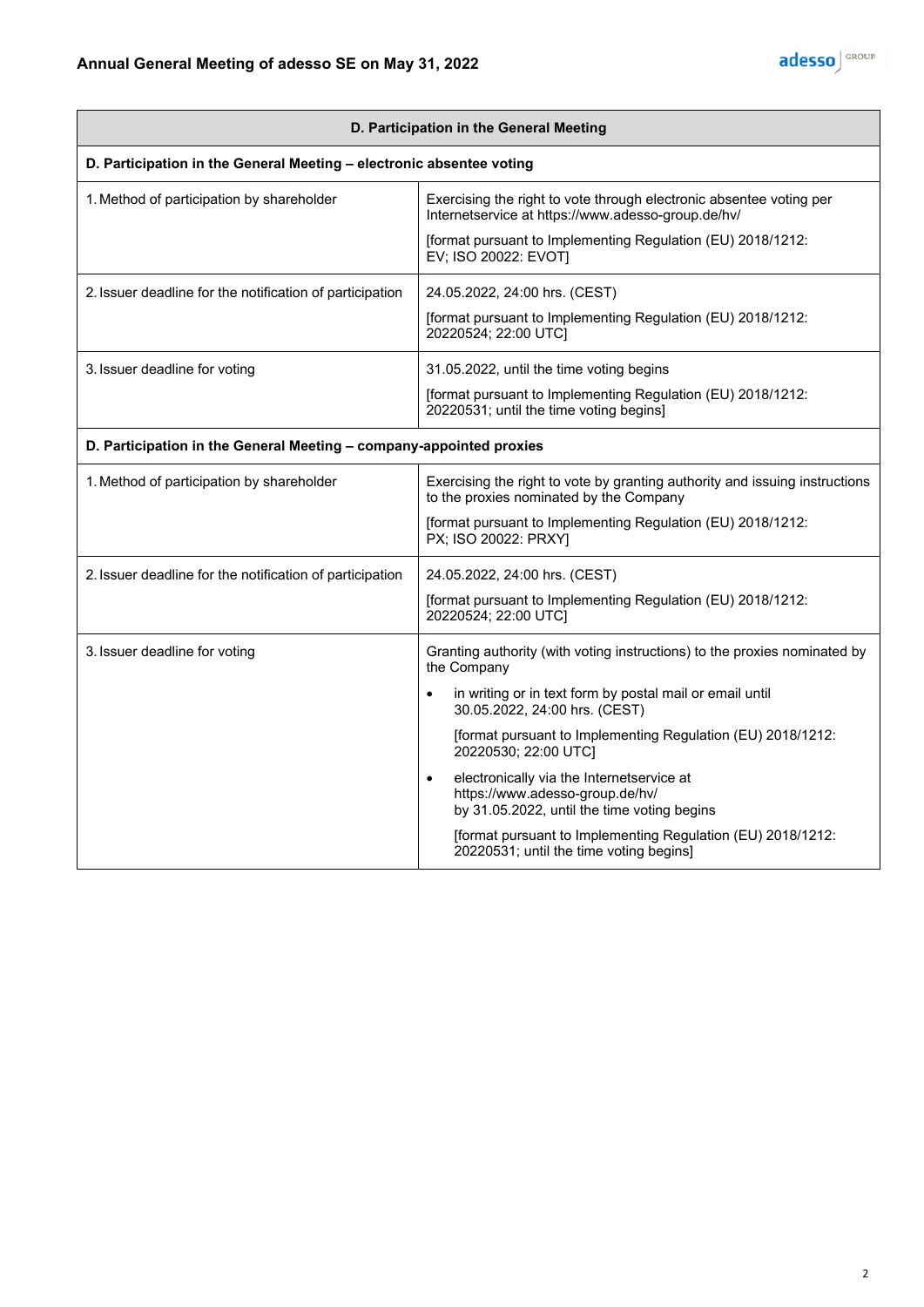| D. Participation in the General Meeting | |
|---|---|
| **D. Participation in the General Meeting – electronic absentee voting** | |
| 1. Method of participation by shareholder | Exercising the right to vote through electronic absentee voting per Internetservice at https://www.adesso-group.de/hv/<br><br>[format pursuant to Implementing Regulation (EU) 2018/1212: EV; ISO 20022: EVOT] |
| 2. Issuer deadline for the notification of participation | 24.05.2022, 24:00 hrs. (CEST)<br><br>[format pursuant to Implementing Regulation (EU) 2018/1212: 20220524; 22:00 UTC] |
| 3. Issuer deadline for voting | 31.05.2022, until the time voting begins<br><br>[format pursuant to Implementing Regulation (EU) 2018/1212: 20220531; until the time voting begins] |
| **D. Participation in the General Meeting – company-appointed proxies** | |
| 1. Method of participation by shareholder | Exercising the right to vote by granting authority and issuing instructions to the proxies nominated by the Company<br><br>[format pursuant to Implementing Regulation (EU) 2018/1212: PX; ISO 20022: PRXY] |
| 2. Issuer deadline for the notification of participation | 24.05.2022, 24:00 hrs. (CEST)<br><br>[format pursuant to Implementing Regulation (EU) 2018/1212: 20220524; 22:00 UTC] |
| 3. Issuer deadline for voting | Granting authority (with voting instructions) to the proxies nominated by the Company<br><br>• in writing or in text form by postal mail or email until 30.05.2022, 24:00 hrs. (CEST)<br>[format pursuant to Implementing Regulation (EU) 2018/1212: 20220530; 22:00 UTC]<br><br>• electronically via the Internetservice at https://www.adesso-group.de/hv/ by 31.05.2022, until the time voting begins<br>[format pursuant to Implementing Regulation (EU) 2018/1212: 20220531; until the time voting begins] |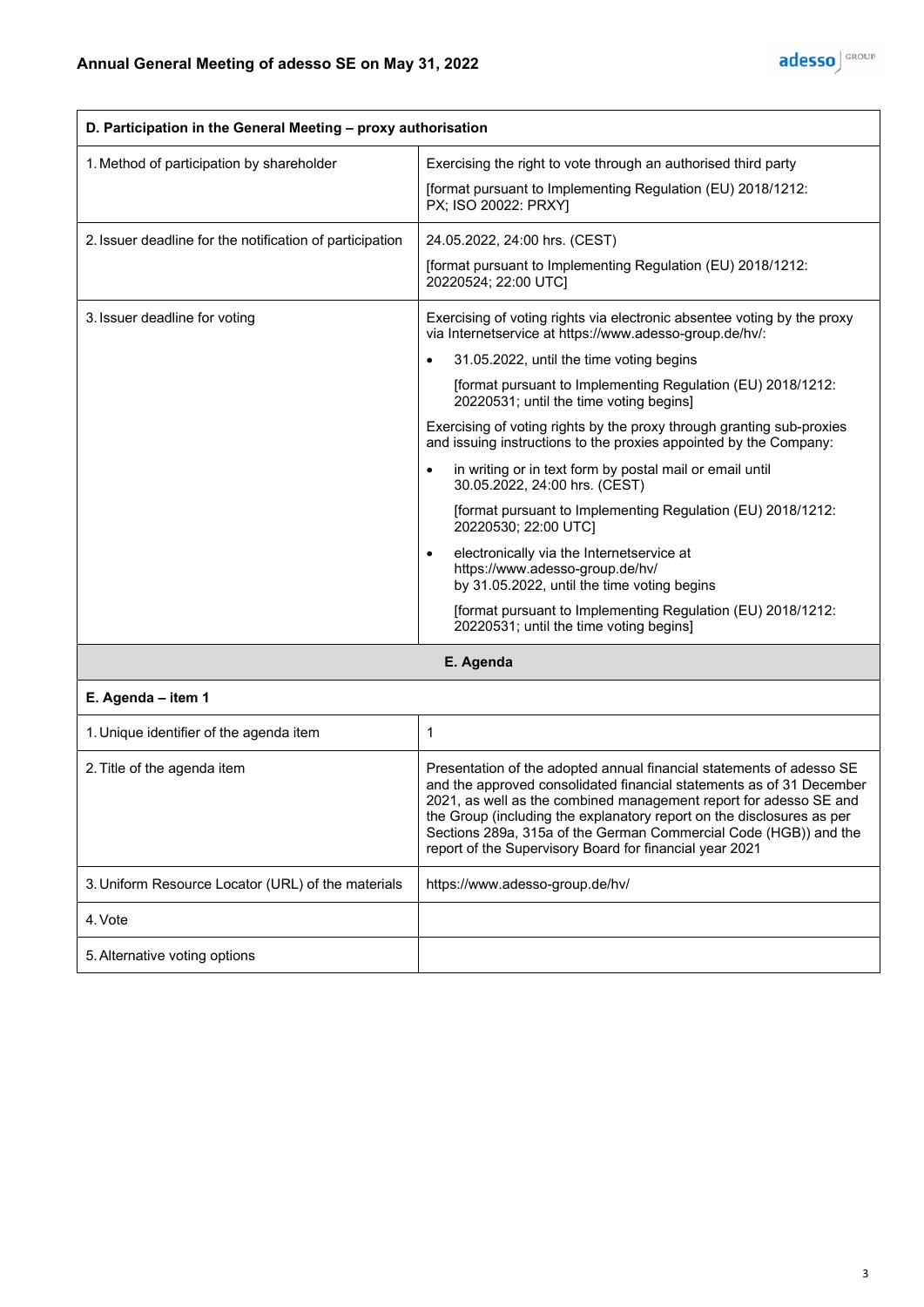| D. Participation in the General Meeting – proxy authorisation | |
|---|---|
| 1. Method of participation by shareholder | Exercising the right to vote through an authorised third party<br>[format pursuant to Implementing Regulation (EU) 2018/1212: PX; ISO 20022: PRXY] |
| 2. Issuer deadline for the notification of participation | 24.05.2022, 24:00 hrs. (CEST)<br>[format pursuant to Implementing Regulation (EU) 2018/1212: 20220524; 22:00 UTC] |
| 3. Issuer deadline for voting | Exercising of voting rights via electronic absentee voting by the proxy via Internetservice at https://www.adesso-group.de/hv/:<br>• 31.05.2022, until the time voting begins<br>[format pursuant to Implementing Regulation (EU) 2018/1212: 20220531; until the time voting begins]<br>Exercising of voting rights by the proxy through granting sub-proxies and issuing instructions to the proxies appointed by the Company:<br>• in writing or in text form by postal mail or email until 30.05.2022, 24:00 hrs. (CEST)<br>[format pursuant to Implementing Regulation (EU) 2018/1212: 20220530; 22:00 UTC]<br>• electronically via the Internetservice at https://www.adesso-group.de/hv/ by 31.05.2022, until the time voting begins<br>[format pursuant to Implementing Regulation (EU) 2018/1212: 20220531; until the time voting begins] |

| E. Agenda | |
|---|---|
| **E. Agenda – item 1** | |
| 1. Unique identifier of the agenda item | 1 |
| 2. Title of the agenda item | Presentation of the adopted annual financial statements of adesso SE and the approved consolidated financial statements as of 31 December 2021, as well as the combined management report for adesso SE and the Group (including the explanatory report on the disclosures as per Sections 289a, 315a of the German Commercial Code (HGB)) and the report of the Supervisory Board for financial year 2021 |
| 3. Uniform Resource Locator (URL) of the materials | https://www.adesso-group.de/hv/ |
| 4. Vote | |
| 5. Alternative voting options | |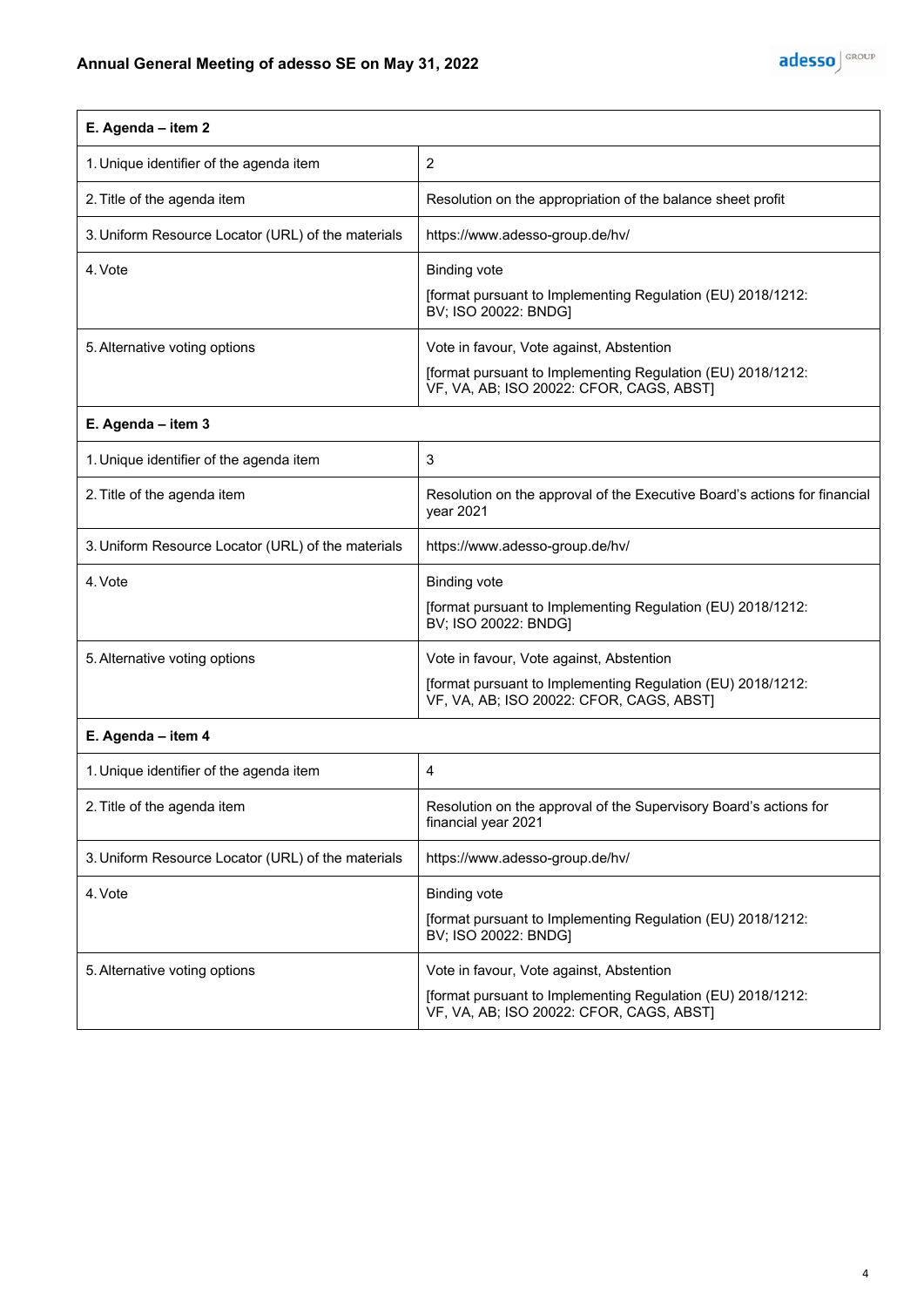| E. Agenda – item 2 | |
|---|---|
| 1. Unique identifier of the agenda item | 2 |
| 2. Title of the agenda item | Resolution on the appropriation of the balance sheet profit |
| 3. Uniform Resource Locator (URL) of the materials | https://www.adesso-group.de/hv/ |
| 4. Vote | Binding vote<br>[format pursuant to Implementing Regulation (EU) 2018/1212: BV; ISO 20022: BNDG] |
| 5. Alternative voting options | Vote in favour, Vote against, Abstention<br>[format pursuant to Implementing Regulation (EU) 2018/1212: VF, VA, AB; ISO 20022: CFOR, CAGS, ABST] |
| **E. Agenda – item 3** | |
| 1. Unique identifier of the agenda item | 3 |
| 2. Title of the agenda item | Resolution on the approval of the Executive Board's actions for financial year 2021 |
| 3. Uniform Resource Locator (URL) of the materials | https://www.adesso-group.de/hv/ |
| 4. Vote | Binding vote<br>[format pursuant to Implementing Regulation (EU) 2018/1212: BV; ISO 20022: BNDG] |
| 5. Alternative voting options | Vote in favour, Vote against, Abstention<br>[format pursuant to Implementing Regulation (EU) 2018/1212: VF, VA, AB; ISO 20022: CFOR, CAGS, ABST] |
| **E. Agenda – item 4** | |
| 1. Unique identifier of the agenda item | 4 |
| 2. Title of the agenda item | Resolution on the approval of the Supervisory Board's actions for financial year 2021 |
| 3. Uniform Resource Locator (URL) of the materials | https://www.adesso-group.de/hv/ |
| 4. Vote | Binding vote<br>[format pursuant to Implementing Regulation (EU) 2018/1212: BV; ISO 20022: BNDG] |
| 5. Alternative voting options | Vote in favour, Vote against, Abstention<br>[format pursuant to Implementing Regulation (EU) 2018/1212: VF, VA, AB; ISO 20022: CFOR, CAGS, ABST] |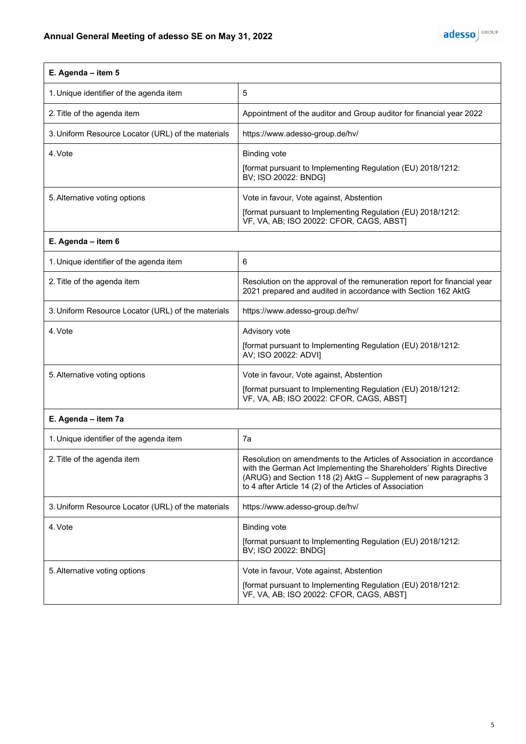| E. Agenda – item 5 | |
|---|---|
| 1. Unique identifier of the agenda item | 5 |
| 2. Title of the agenda item | Appointment of the auditor and Group auditor for financial year 2022 |
| 3. Uniform Resource Locator (URL) of the materials | https://www.adesso-group.de/hv/ |
| 4. Vote | Binding vote<br><br>[format pursuant to Implementing Regulation (EU) 2018/1212: BV; ISO 20022: BNDG] |
| 5. Alternative voting options | Vote in favour, Vote against, Abstention<br><br>[format pursuant to Implementing Regulation (EU) 2018/1212: VF, VA, AB; ISO 20022: CFOR, CAGS, ABST] |

| E. Agenda – item 6 | |
|---|---|
| 1. Unique identifier of the agenda item | 6 |
| 2. Title of the agenda item | Resolution on the approval of the remuneration report for financial year 2021 prepared and audited in accordance with Section 162 AktG |
| 3. Uniform Resource Locator (URL) of the materials | https://www.adesso-group.de/hv/ |
| 4. Vote | Advisory vote<br><br>[format pursuant to Implementing Regulation (EU) 2018/1212: AV; ISO 20022: ADVI] |
| 5. Alternative voting options | Vote in favour, Vote against, Abstention<br><br>[format pursuant to Implementing Regulation (EU) 2018/1212: VF, VA, AB; ISO 20022: CFOR, CAGS, ABST] |

| E. Agenda – item 7a | |
|---|---|
| 1. Unique identifier of the agenda item | 7a |
| 2. Title of the agenda item | Resolution on amendments to the Articles of Association in accordance with the German Act Implementing the Shareholders' Rights Directive (ARUG) and Section 118 (2) AktG – Supplement of new paragraphs 3 to 4 after Article 14 (2) of the Articles of Association |
| 3. Uniform Resource Locator (URL) of the materials | https://www.adesso-group.de/hv/ |
| 4. Vote | Binding vote<br><br>[format pursuant to Implementing Regulation (EU) 2018/1212: BV; ISO 20022: BNDG] |
| 5. Alternative voting options | Vote in favour, Vote against, Abstention<br><br>[format pursuant to Implementing Regulation (EU) 2018/1212: VF, VA, AB; ISO 20022: CFOR, CAGS, ABST] |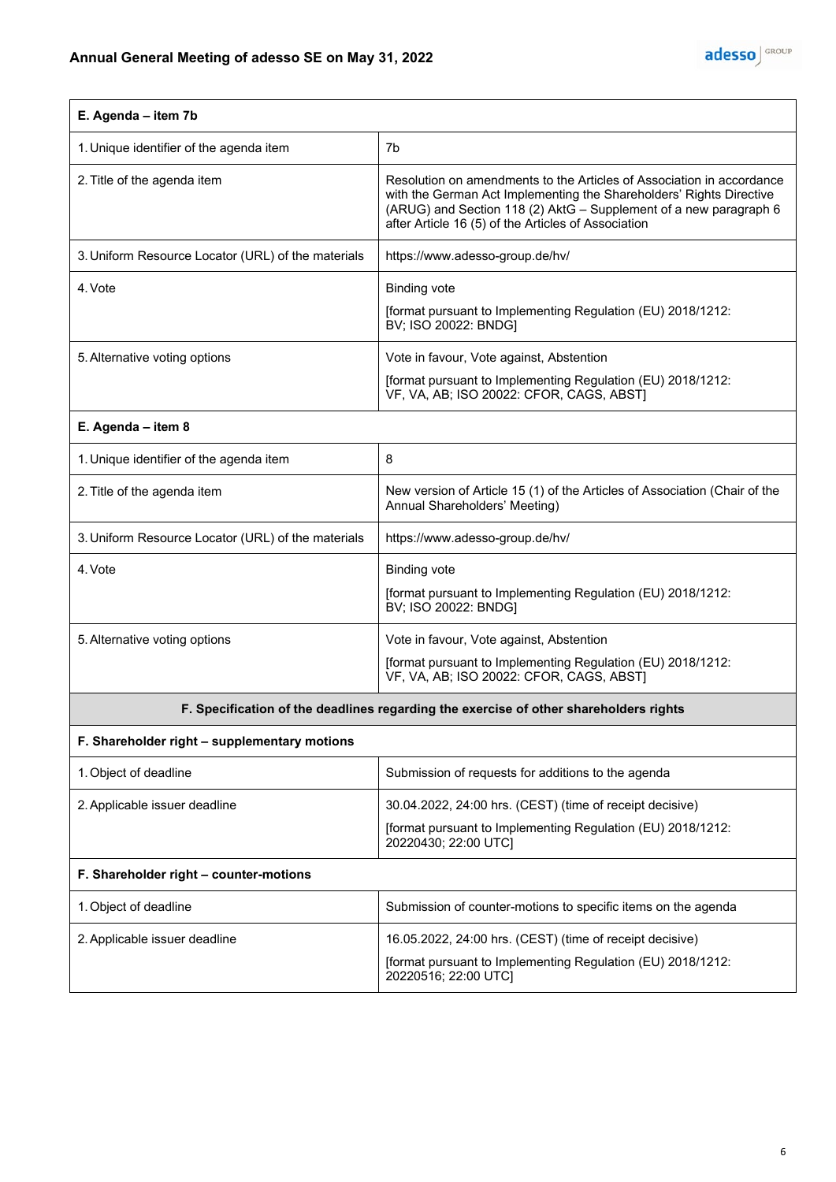| E. Agenda – item 7b | |
|---|---|
| 1. Unique identifier of the agenda item | 7b |
| 2. Title of the agenda item | Resolution on amendments to the Articles of Association in accordance with the German Act Implementing the Shareholders' Rights Directive (ARUG) and Section 118 (2) AktG – Supplement of a new paragraph 6 after Article 16 (5) of the Articles of Association |
| 3. Uniform Resource Locator (URL) of the materials | https://www.adesso-group.de/hv/ |
| 4. Vote | Binding vote<br><br>[format pursuant to Implementing Regulation (EU) 2018/1212: BV; ISO 20022: BNDG] |
| 5. Alternative voting options | Vote in favour, Vote against, Abstention<br><br>[format pursuant to Implementing Regulation (EU) 2018/1212: VF, VA, AB; ISO 20022: CFOR, CAGS, ABST] |

| E. Agenda – item 8 | |
|---|---|
| 1. Unique identifier of the agenda item | 8 |
| 2. Title of the agenda item | New version of Article 15 (1) of the Articles of Association (Chair of the Annual Shareholders' Meeting) |
| 3. Uniform Resource Locator (URL) of the materials | https://www.adesso-group.de/hv/ |
| 4. Vote | Binding vote<br><br>[format pursuant to Implementing Regulation (EU) 2018/1212: BV; ISO 20022: BNDG] |
| 5. Alternative voting options | Vote in favour, Vote against, Abstention<br><br>[format pursuant to Implementing Regulation (EU) 2018/1212: VF, VA, AB; ISO 20022: CFOR, CAGS, ABST] |

**F. Specification of the deadlines regarding the exercise of other shareholders rights**

| F. Shareholder right – supplementary motions | |
|---|---|
| 1. Object of deadline | Submission of requests for additions to the agenda |
| 2. Applicable issuer deadline | 30.04.2022, 24:00 hrs. (CEST) (time of receipt decisive)<br><br>[format pursuant to Implementing Regulation (EU) 2018/1212: 20220430; 22:00 UTC] |

| F. Shareholder right – counter-motions | |
|---|---|
| 1. Object of deadline | Submission of counter-motions to specific items on the agenda |
| 2. Applicable issuer deadline | 16.05.2022, 24:00 hrs. (CEST) (time of receipt decisive)<br><br>[format pursuant to Implementing Regulation (EU) 2018/1212: 20220516; 22:00 UTC] |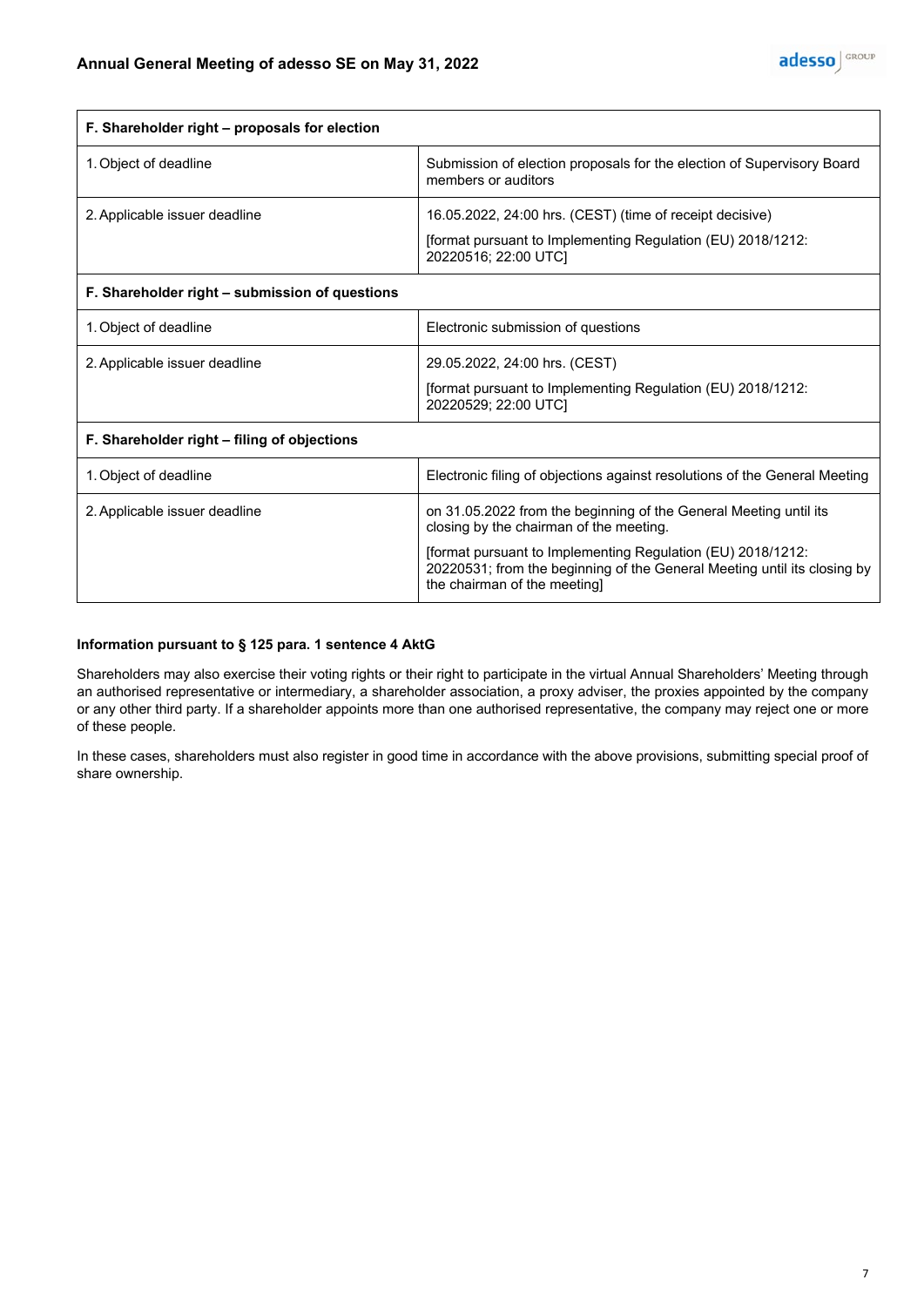| F. Shareholder right – proposals for election | |
|---|---|
| 1. Object of deadline | Submission of election proposals for the election of Supervisory Board members or auditors |
| 2. Applicable issuer deadline | 16.05.2022, 24:00 hrs. (CEST) (time of receipt decisive)<br>[format pursuant to Implementing Regulation (EU) 2018/1212: 20220516; 22:00 UTC] |
| **F. Shareholder right – submission of questions** | |
| 1. Object of deadline | Electronic submission of questions |
| 2. Applicable issuer deadline | 29.05.2022, 24:00 hrs. (CEST)<br>[format pursuant to Implementing Regulation (EU) 2018/1212: 20220529; 22:00 UTC] |
| **F. Shareholder right – filing of objections** | |
| 1. Object of deadline | Electronic filing of objections against resolutions of the General Meeting |
| 2. Applicable issuer deadline | on 31.05.2022 from the beginning of the General Meeting until its closing by the chairman of the meeting.<br>[format pursuant to Implementing Regulation (EU) 2018/1212: 20220531; from the beginning of the General Meeting until its closing by the chairman of the meeting] |

**Information pursuant to § 125 para. 1 sentence 4 AktG**

Shareholders may also exercise their voting rights or their right to participate in the virtual Annual Shareholders' Meeting through an authorised representative or intermediary, a shareholder association, a proxy adviser, the proxies appointed by the company or any other third party. If a shareholder appoints more than one authorised representative, the company may reject one or more of these people.

In these cases, shareholders must also register in good time in accordance with the above provisions, submitting special proof of share ownership.